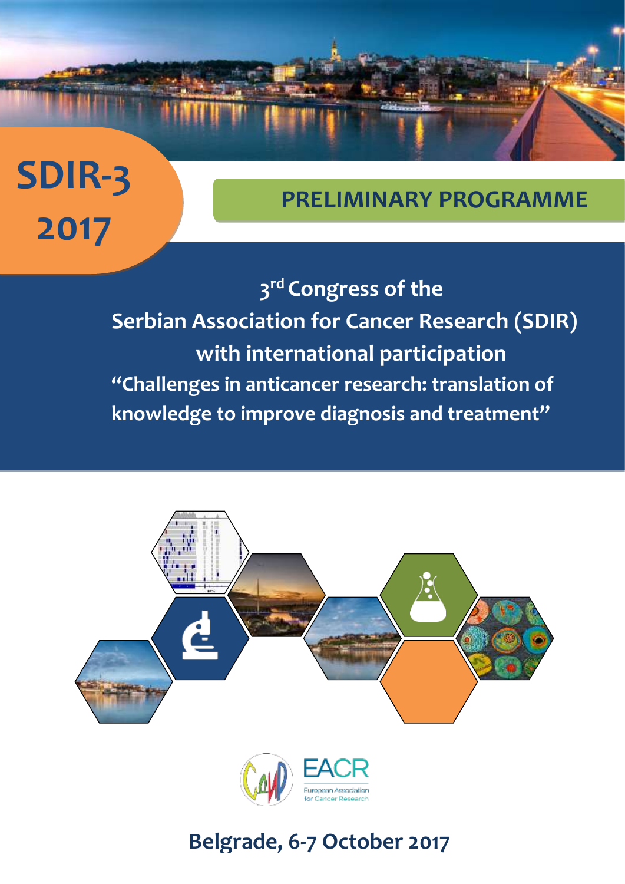# SDIR-3 2017

## PRELIMINARY PROGRAMME

**3rd Congress of the**
**Serbian Association for Cancer Research (SDIR)**
**with international participation**

**"Challenges in anticancer research: translation of knowledge to improve diagnosis and treatment"**

EACR
European Association for Cancer Research

**Belgrade, 6-7 October 2017**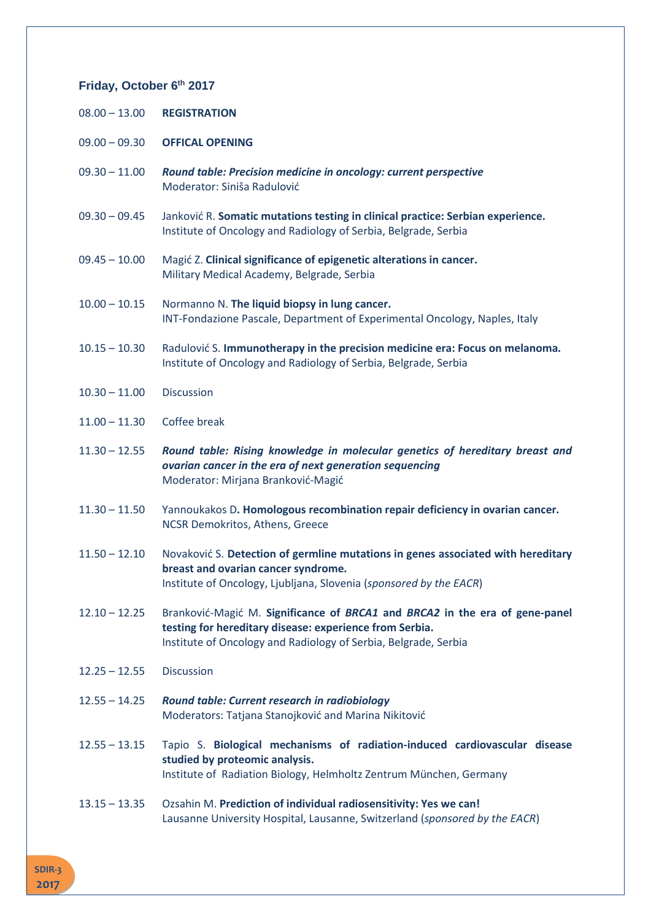### Friday, October 6th 2017

08.00 – 13.00 **REGISTRATION**

09.00 – 09.30 **OFFICAL OPENING**

09.30 – 11.00 ***Round table: Precision medicine in oncology: current perspective***
Moderator: Siniša Radulović

09.30 – 09.45 Janković R. **Somatic mutations testing in clinical practice: Serbian experience.**
Institute of Oncology and Radiology of Serbia, Belgrade, Serbia

09.45 – 10.00 Magić Z. **Clinical significance of epigenetic alterations in cancer.**
Military Medical Academy, Belgrade, Serbia

10.00 – 10.15 Normanno N. **The liquid biopsy in lung cancer.**
INT-Fondazione Pascale, Department of Experimental Oncology, Naples, Italy

10.15 – 10.30 Radulović S. **Immunotherapy in the precision medicine era: Focus on melanoma.**
Institute of Oncology and Radiology of Serbia, Belgrade, Serbia

10.30 – 11.00 Discussion

11.00 – 11.30 Coffee break

11.30 – 12.55 ***Round table: Rising knowledge in molecular genetics of hereditary breast and ovarian cancer in the era of next generation sequencing***
Moderator: Mirjana Branković-Magić

11.30 – 11.50 Yannoukakos D**. Homologous recombination repair deficiency in ovarian cancer.**
NCSR Demokritos, Athens, Greece

11.50 – 12.10 Novaković S. **Detection of germline mutations in genes associated with hereditary breast and ovarian cancer syndrome.**
Institute of Oncology, Ljubljana, Slovenia (*sponsored by the EACR*)

12.10 – 12.25 Branković-Magić M. **Significance of *BRCA1* and *BRCA2* in the era of gene-panel testing for hereditary disease: experience from Serbia.**
Institute of Oncology and Radiology of Serbia, Belgrade, Serbia

12.25 – 12.55 Discussion

12.55 – 14.25 ***Round table: Current research in radiobiology***
Moderators: Tatjana Stanojković and Marina Nikitović

12.55 – 13.15 Tapio S. **Biological mechanisms of radiation-induced cardiovascular disease studied by proteomic analysis.**
Institute of Radiation Biology, Helmholtz Zentrum München, Germany

13.15 – 13.35 Ozsahin M. **Prediction of individual radiosensitivity: Yes we can!**
Lausanne University Hospital, Lausanne, Switzerland (*sponsored by the EACR*)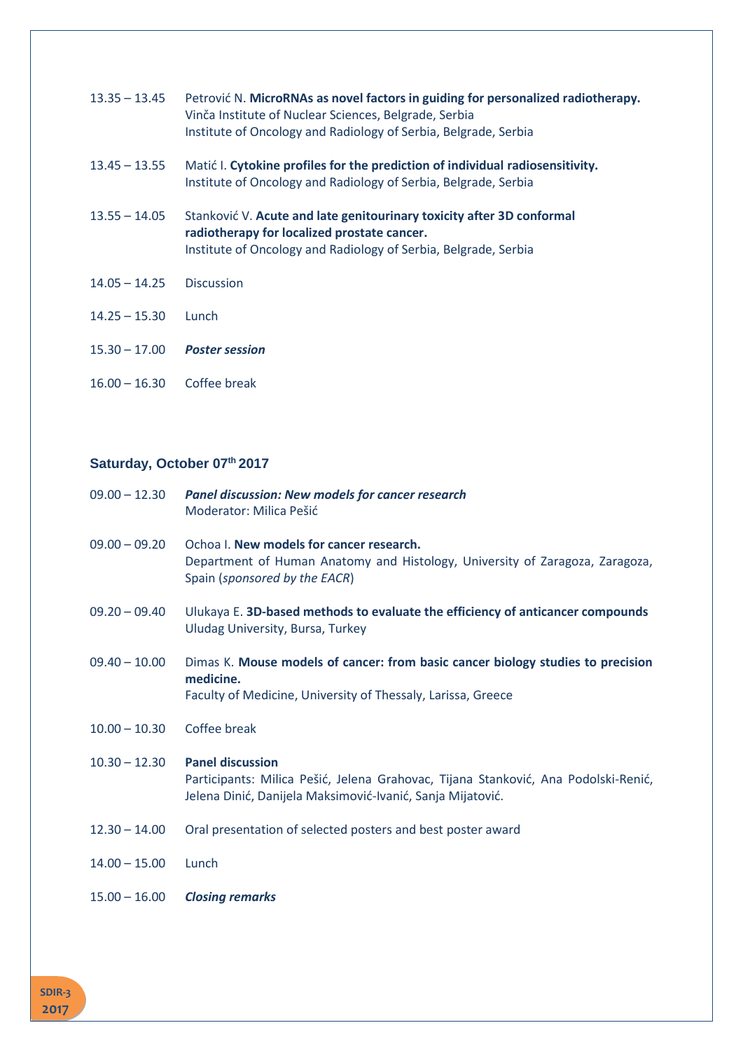13.35 – 13.45  Petrović N. **MicroRNAs as novel factors in guiding for personalized radiotherapy.**
Vinča Institute of Nuclear Sciences, Belgrade, Serbia
Institute of Oncology and Radiology of Serbia, Belgrade, Serbia

13.45 – 13.55  Matić I. **Cytokine profiles for the prediction of individual radiosensitivity.**
Institute of Oncology and Radiology of Serbia, Belgrade, Serbia

13.55 – 14.05  Stanković V. **Acute and late genitourinary toxicity after 3D conformal radiotherapy for localized prostate cancer.**
Institute of Oncology and Radiology of Serbia, Belgrade, Serbia

14.05 – 14.25  Discussion

14.25 – 15.30  Lunch

15.30 – 17.00  ***Poster session***

16.00 – 16.30  Coffee break

### Saturday, October 07th 2017

09.00 – 12.30  ***Panel discussion: New models for cancer research***
Moderator: Milica Pešić

09.00 – 09.20  Ochoa I. **New models for cancer research.**
Department of Human Anatomy and Histology, University of Zaragoza, Zaragoza, Spain (*sponsored by the EACR*)

09.20 – 09.40  Ulukaya E. **3D-based methods to evaluate the efficiency of anticancer compounds**
Uludag University, Bursa, Turkey

09.40 – 10.00  Dimas K. **Mouse models of cancer: from basic cancer biology studies to precision medicine.**
Faculty of Medicine, University of Thessaly, Larissa, Greece

10.00 – 10.30  Coffee break

10.30 – 12.30  **Panel discussion**
Participants: Milica Pešić, Jelena Grahovac, Tijana Stanković, Ana Podolski-Renić, Jelena Dinić, Danijela Maksimović-Ivanić, Sanja Mijatović.

12.30 – 14.00  Oral presentation of selected posters and best poster award

14.00 – 15.00  Lunch

15.00 – 16.00  ***Closing remarks***